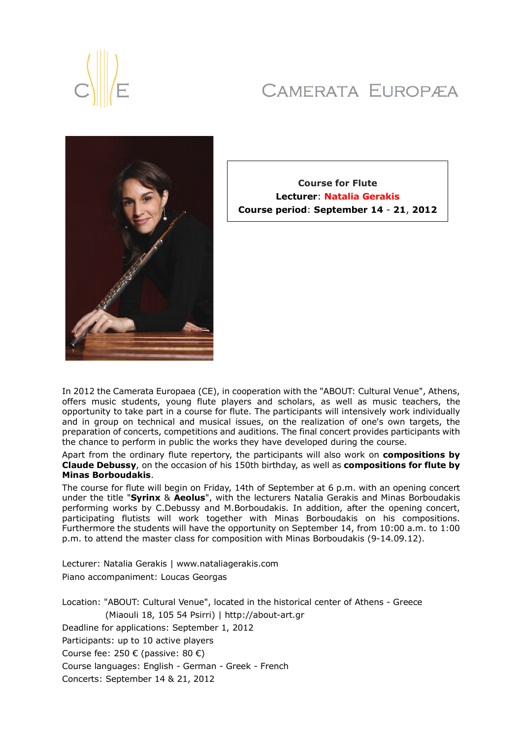# CAMERATA EUROPÆA

**Course for Flute**
**Lecturer**: **Natalia Gerakis**
**Course period**: **September 14 - 21, 2012**

In 2012 the Camerata Europaea (CE), in cooperation with the "ABOUT: Cultural Venue", Athens, offers music students, young flute players and scholars, as well as music teachers, the opportunity to take part in a course for flute. The participants will intensively work individually and in group on technical and musical issues, on the realization of one's own targets, the preparation of concerts, competitions and auditions. The final concert provides participants with the chance to perform in public the works they have developed during the course.

Apart from the ordinary flute repertory, the participants will also work on **compositions by Claude Debussy**, on the occasion of his 150th birthday, as well as **compositions for flute by Minas Borboudakis**.

The course for flute will begin on Friday, 14th of September at 6 p.m. with an opening concert under the title "**Syrinx** & **Aeolus**", with the lecturers Natalia Gerakis and Minas Borboudakis performing works by C.Debussy and M.Borboudakis. In addition, after the opening concert, participating flutists will work together with Minas Borboudakis on his compositions. Furthermore the students will have the opportunity on September 14, from 10:00 a.m. to 1:00 p.m. to attend the master class for composition with Minas Borboudakis (9-14.09.12).

Lecturer: Natalia Gerakis | www.nataliagerakis.com
Piano accompaniment: Loucas Georgas

Location: "ABOUT: Cultural Venue", located in the historical center of Athens - Greece
(Miaouli 18, 105 54 Psirri) | http://about-art.gr
Deadline for applications: September 1, 2012
Participants: up to 10 active players
Course fee: 250 € (passive: 80 €)
Course languages: English - German - Greek - French
Concerts: September 14 & 21, 2012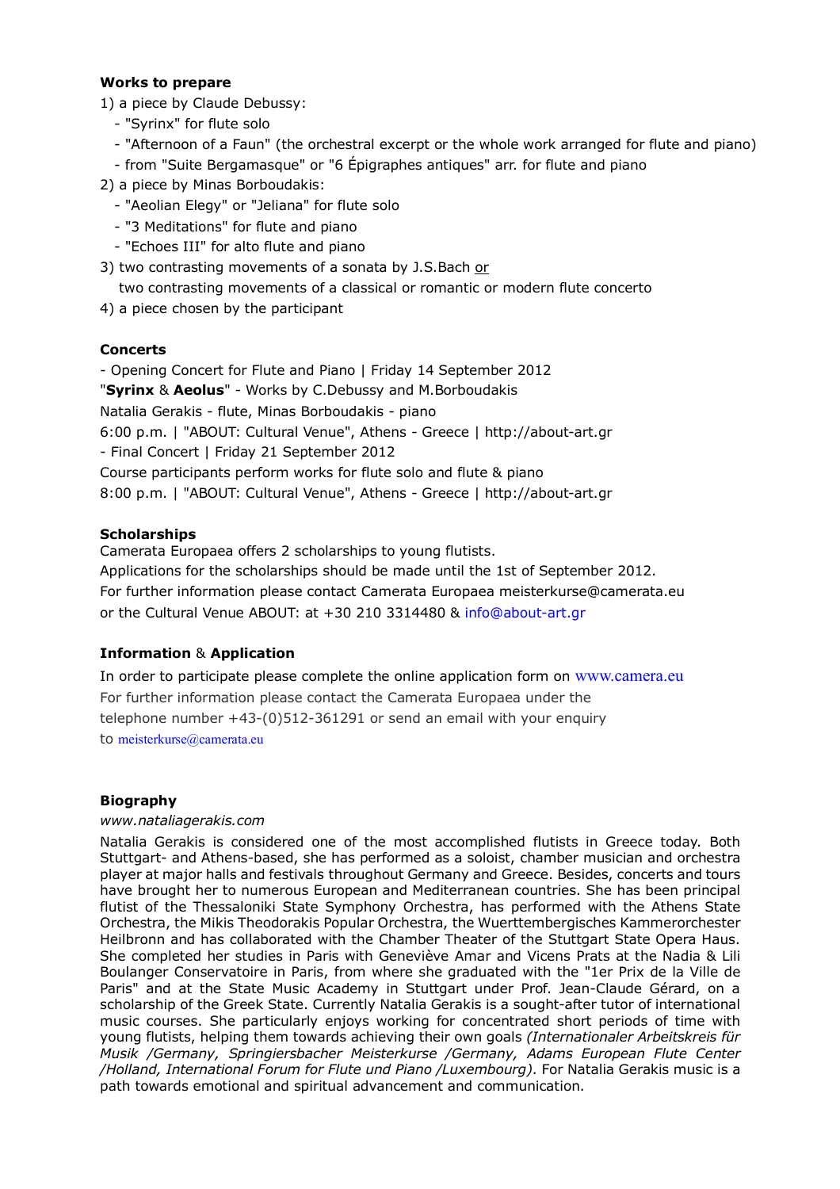**Works to prepare**

1) a piece by Claude Debussy:
   - "Syrinx" for flute solo
   - "Afternoon of a Faun" (the orchestral excerpt or the whole work arranged for flute and piano)
   - from "Suite Bergamasque" or "6 Épigraphes antiques" arr. for flute and piano
2) a piece by Minas Borboudakis:
   - "Aeolian Elegy" or "Jeliana" for flute solo
   - "3 Meditations" for flute and piano
   - "Echoes III" for alto flute and piano
3) two contrasting movements of a sonata by J.S.Bach or
   two contrasting movements of a classical or romantic or modern flute concerto
4) a piece chosen by the participant

**Concerts**

- Opening Concert for Flute and Piano | Friday 14 September 2012
"**Syrinx** & **Aeolus**" - Works by C.Debussy and M.Borboudakis
Natalia Gerakis - flute, Minas Borboudakis - piano
6:00 p.m. | "ABOUT: Cultural Venue", Athens - Greece | http://about-art.gr
- Final Concert | Friday 21 September 2012
Course participants perform works for flute solo and flute & piano
8:00 p.m. | "ABOUT: Cultural Venue", Athens - Greece | http://about-art.gr

**Scholarships**

Camerata Europaea offers 2 scholarships to young flutists.
Applications for the scholarships should be made until the 1st of September 2012.
For further information please contact Camerata Europaea meisterkurse@camerata.eu
or the Cultural Venue ABOUT: at +30 210 3314480 & info@about-art.gr

**Information** & **Application**

In order to participate please complete the online application form on www.camera.eu
For further information please contact the Camerata Europaea under the telephone number +43-(0)512-361291 or send an email with your enquiry to meisterkurse@camerata.eu

**Biography**

*www.nataliagerakis.com*

Natalia Gerakis is considered one of the most accomplished flutists in Greece today. Both Stuttgart- and Athens-based, she has performed as a soloist, chamber musician and orchestra player at major halls and festivals throughout Germany and Greece. Besides, concerts and tours have brought her to numerous European and Mediterranean countries. She has been principal flutist of the Thessaloniki State Symphony Orchestra, has performed with the Athens State Orchestra, the Mikis Theodorakis Popular Orchestra, the Wuerttembergisches Kammerorchester Heilbronn and has collaborated with the Chamber Theater of the Stuttgart State Opera Haus. She completed her studies in Paris with Geneviève Amar and Vicens Prats at the Nadia & Lili Boulanger Conservatoire in Paris, from where she graduated with the "1er Prix de la Ville de Paris" and at the State Music Academy in Stuttgart under Prof. Jean-Claude Gérard, on a scholarship of the Greek State. Currently Natalia Gerakis is a sought-after tutor of international music courses. She particularly enjoys working for concentrated short periods of time with young flutists, helping them towards achieving their own goals *(Internationaler Arbeitskreis für Musik /Germany, Springiersbacher Meisterkurse /Germany, Adams European Flute Center /Holland, International Forum for Flute und Piano /Luxembourg)*. For Natalia Gerakis music is a path towards emotional and spiritual advancement and communication.